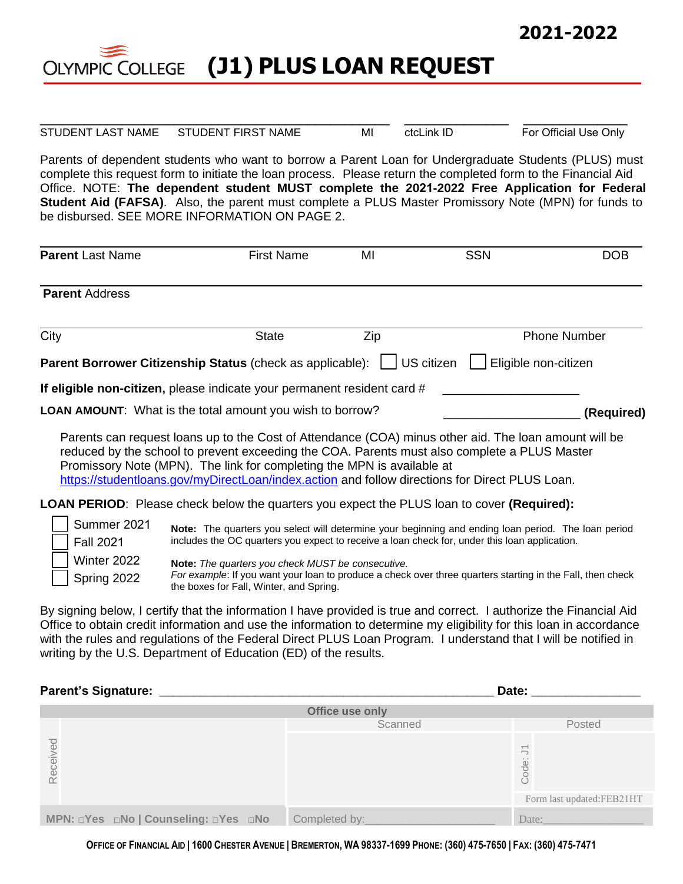2021-2022

OLYMPIC COLLEGE

# (J1) PLUS LOAN REQUEST

| STUDENT LAST NAME | STUDENT FIRST NAME | MI | ctcLink ID | For Official Use Only |
|---|---|---|---|---|
| | | | | |

Parents of dependent students who want to borrow a Parent Loan for Undergraduate Students (PLUS) must complete this request form to initiate the loan process. Please return the completed form to the Financial Aid Office. NOTE: **The dependent student MUST complete the 2021-2022 Free Application for Federal Student Aid (FAFSA)**. Also, the parent must complete a PLUS Master Promissory Note (MPN) for funds to be disbursed. SEE MORE INFORMATION ON PAGE 2.

| **Parent** Last Name | First Name | MI | SSN | DOB |
|---|---|---|---|---|
| | | | | |

**Parent** Address

| City | State | Zip | Phone Number |
|---|---|---|---|
| | | | |

**Parent Borrower Citizenship Status** (check as applicable): ☐ US citizen ☐ Eligible non-citizen

**If eligible non-citizen,** please indicate your permanent resident card # ___________________

**LOAN AMOUNT**: What is the total amount you wish to borrow? ___________________ **(Required)**

Parents can request loans up to the Cost of Attendance (COA) minus other aid. The loan amount will be reduced by the school to prevent exceeding the COA. Parents must also complete a PLUS Master Promissory Note (MPN). The link for completing the MPN is available at https://studentloans.gov/myDirectLoan/index.action and follow directions for Direct PLUS Loan.

**LOAN PERIOD**: Please check below the quarters you expect the PLUS loan to cover **(Required):**

- ☐ Summer 2021
- ☐ Fall 2021
- ☐ Winter 2022
- ☐ Spring 2022

**Note:** The quarters you select will determine your beginning and ending loan period. The loan period includes the OC quarters you expect to receive a loan check for, under this loan application.

**Note:** *The quarters you check MUST be consecutive.*
*For example*: If you want your loan to produce a check over three quarters starting in the Fall, then check the boxes for Fall, Winter, and Spring.

By signing below, I certify that the information I have provided is true and correct. I authorize the Financial Aid Office to obtain credit information and use the information to determine my eligibility for this loan in accordance with the rules and regulations of the Federal Direct PLUS Loan Program. I understand that I will be notified in writing by the U.S. Department of Education (ED) of the results.

**Parent's Signature:** ______________________________________________ **Date:** _______________

| Office use only | | |
|---|---|---|
| Received | Scanned | Posted (Code: J1) |
| | | Form last updated:FEB21HT |
| MPN: ☐Yes ☐No \| Counseling: ☐Yes ☐No | Completed by:___________________ | Date:_______________ |

OFFICE OF FINANCIAL AID | 1600 CHESTER AVENUE | BREMERTON, WA 98337-1699 PHONE: (360) 475-7650 | FAX: (360) 475-7471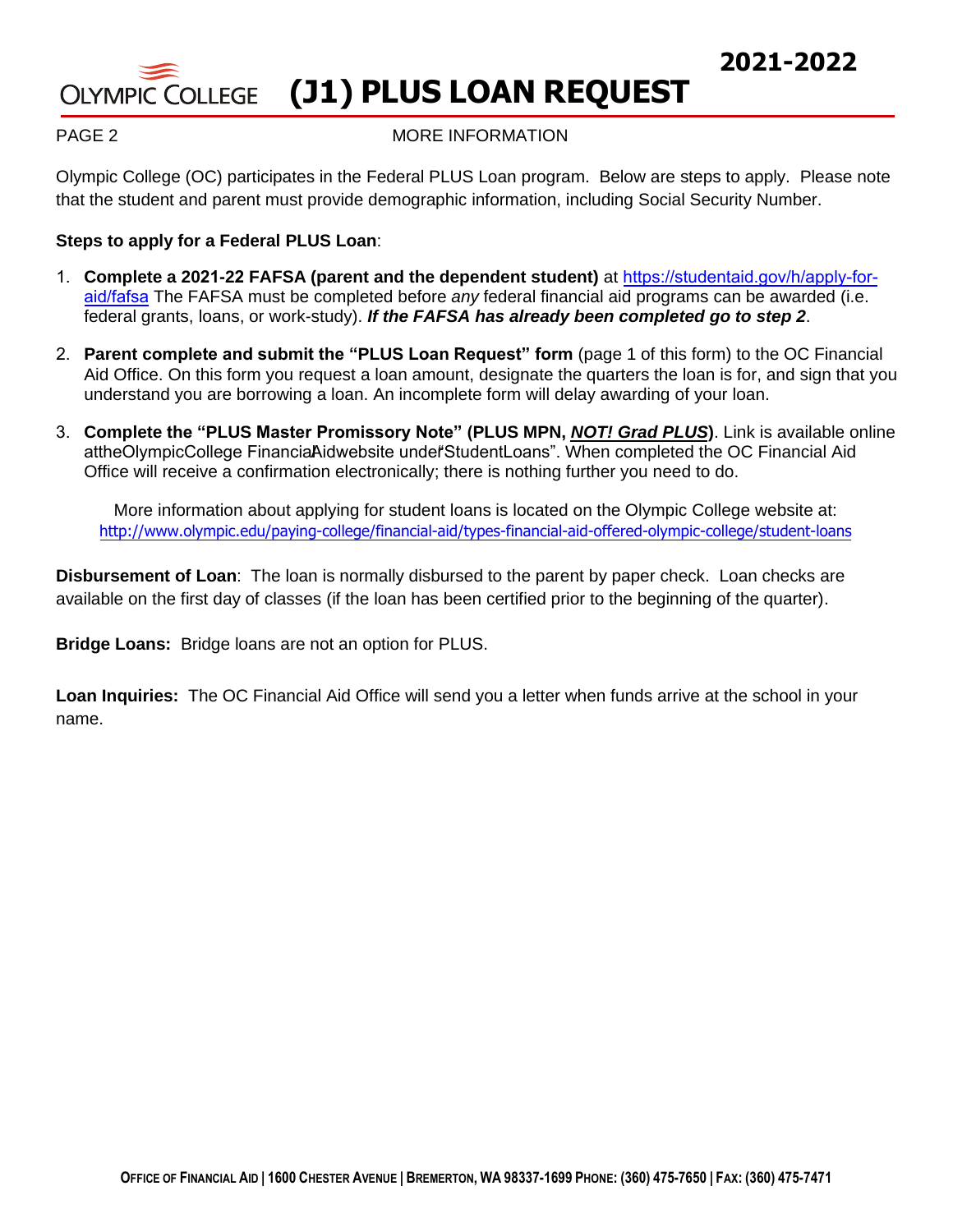# (J1) PLUS LOAN REQUEST

**2021-2022**

PAGE 2 MORE INFORMATION

Olympic College (OC) participates in the Federal PLUS Loan program. Below are steps to apply. Please note that the student and parent must provide demographic information, including Social Security Number.

**Steps to apply for a Federal PLUS Loan**:

1. **Complete a 2021-22 FAFSA (parent and the dependent student)** at https://studentaid.gov/h/apply-for-aid/fafsa The FAFSA must be completed before *any* federal financial aid programs can be awarded (i.e. federal grants, loans, or work-study). ***If the FAFSA has already been completed go to step 2***.
2. **Parent complete and submit the "PLUS Loan Request" form** (page 1 of this form) to the OC Financial Aid Office. On this form you request a loan amount, designate the quarters the loan is for, and sign that you understand you are borrowing a loan. An incomplete form will delay awarding of your loan.
3. **Complete the "PLUS Master Promissory Note" (PLUS MPN, *NOT! Grad PLUS*)**. Link is available online at the Olympic College Financial Aid website under "Student Loans". When completed the OC Financial Aid Office will receive a confirmation electronically; there is nothing further you need to do.

More information about applying for student loans is located on the Olympic College website at: http://www.olympic.edu/paying-college/financial-aid/types-financial-aid-offered-olympic-college/student-loans

**Disbursement of Loan**: The loan is normally disbursed to the parent by paper check. Loan checks are available on the first day of classes (if the loan has been certified prior to the beginning of the quarter).

**Bridge Loans:** Bridge loans are not an option for PLUS.

**Loan Inquiries:** The OC Financial Aid Office will send you a letter when funds arrive at the school in your name.

OFFICE OF FINANCIAL AID | 1600 CHESTER AVENUE | BREMERTON, WA 98337-1699 PHONE: (360) 475-7650 | FAX: (360) 475-7471